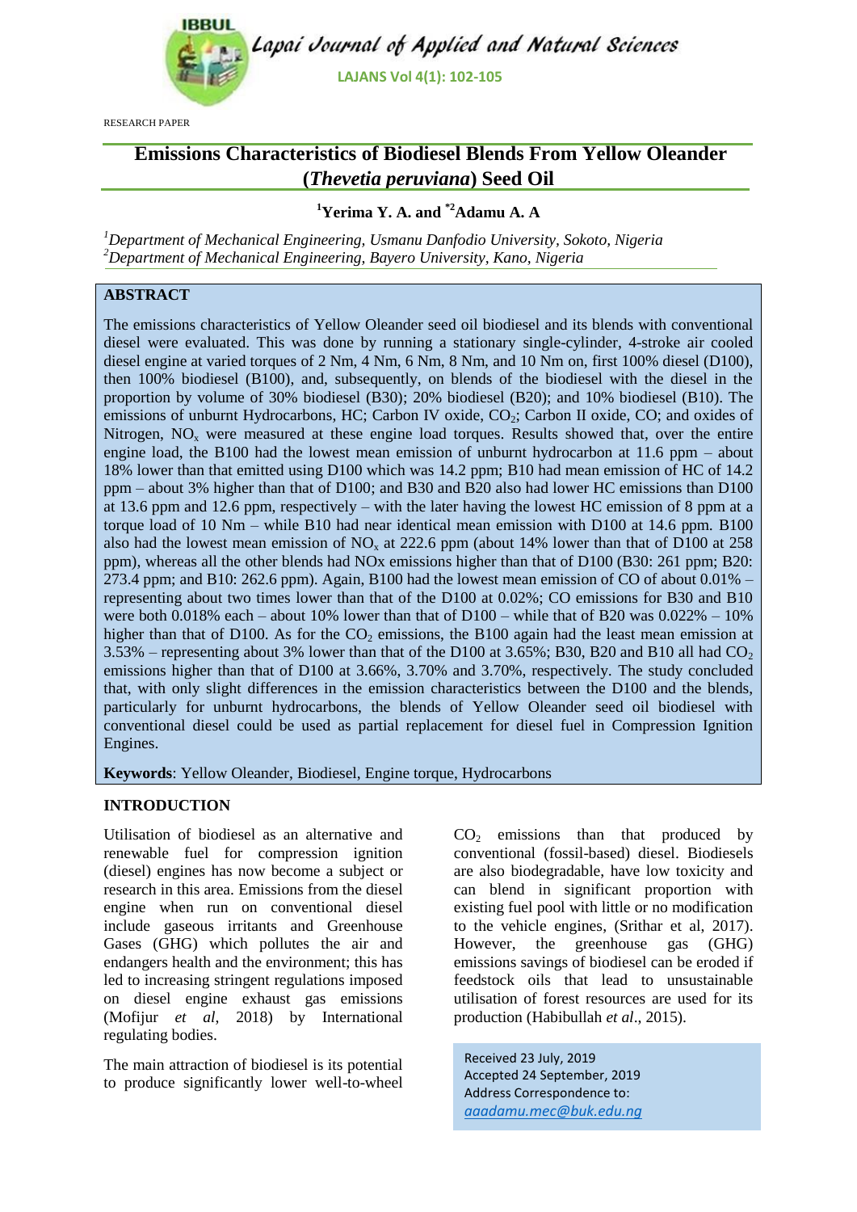RESEARCH PAPER

# Emissions Characteristics of Biodiesel Blends From Yellow Oleander (*Thevetia peruviana*) Seed Oil

**[1]Yerima Y. A. and [*2]Adamu A. A**

[1]*Department of Mechanical Engineering, Usmanu Danfodio University, Sokoto, Nigeria*
[2]*Department of Mechanical Engineering, Bayero University, Kano, Nigeria*

## ABSTRACT

The emissions characteristics of Yellow Oleander seed oil biodiesel and its blends with conventional diesel were evaluated. This was done by running a stationary single-cylinder, 4-stroke air cooled diesel engine at varied torques of 2 Nm, 4 Nm, 6 Nm, 8 Nm, and 10 Nm on, first 100% diesel (D100), then 100% biodiesel (B100), and, subsequently, on blends of the biodiesel with the diesel in the proportion by volume of 30% biodiesel (B30); 20% biodiesel (B20); and 10% biodiesel (B10). The emissions of unburnt Hydrocarbons, HC; Carbon IV oxide, $CO_2$; Carbon II oxide, CO; and oxides of Nitrogen, $NO_x$ were measured at these engine load torques. Results showed that, over the entire engine load, the B100 had the lowest mean emission of unburnt hydrocarbon at 11.6 ppm – about 18% lower than that emitted using D100 which was 14.2 ppm; B10 had mean emission of HC of 14.2 ppm – about 3% higher than that of D100; and B30 and B20 also had lower HC emissions than D100 at 13.6 ppm and 12.6 ppm, respectively – with the later having the lowest HC emission of 8 ppm at a torque load of 10 Nm – while B10 had near identical mean emission with D100 at 14.6 ppm. B100 also had the lowest mean emission of $NO_x$ at 222.6 ppm (about 14% lower than that of D100 at 258 ppm), whereas all the other blends had NOx emissions higher than that of D100 (B30: 261 ppm; B20: 273.4 ppm; and B10: 262.6 ppm). Again, B100 had the lowest mean emission of CO of about 0.01% – representing about two times lower than that of the D100 at 0.02%; CO emissions for B30 and B10 were both 0.018% each – about 10% lower than that of D100 – while that of B20 was 0.022% – 10% higher than that of D100. As for the $CO_2$ emissions, the B100 again had the least mean emission at 3.53% – representing about 3% lower than that of the D100 at 3.65%; B30, B20 and B10 all had $CO_2$ emissions higher than that of D100 at 3.66%, 3.70% and 3.70%, respectively. The study concluded that, with only slight differences in the emission characteristics between the D100 and the blends, particularly for unburnt hydrocarbons, the blends of Yellow Oleander seed oil biodiesel with conventional diesel could be used as partial replacement for diesel fuel in Compression Ignition Engines.

**Keywords**: Yellow Oleander, Biodiesel, Engine torque, Hydrocarbons

## INTRODUCTION

Utilisation of biodiesel as an alternative and renewable fuel for compression ignition (diesel) engines has now become a subject or research in this area. Emissions from the diesel engine when run on conventional diesel include gaseous irritants and Greenhouse Gases (GHG) which pollutes the air and endangers health and the environment; this has led to increasing stringent regulations imposed on diesel engine exhaust gas emissions (Mofijur *et al*, 2018) by International regulating bodies.

The main attraction of biodiesel is its potential to produce significantly lower well-to-wheel $CO_2$ emissions than that produced by conventional (fossil-based) diesel. Biodiesels are also biodegradable, have low toxicity and can blend in significant proportion with existing fuel pool with little or no modification to the vehicle engines, (Srithar et al, 2017). However, the greenhouse gas (GHG) emissions savings of biodiesel can be eroded if feedstock oils that lead to unsustainable utilisation of forest resources are used for its production (Habibullah *et al*., 2015).

Received 23 July, 2019
Accepted 24 September, 2019
Address Correspondence to:
aaadamu.mec@buk.edu.ng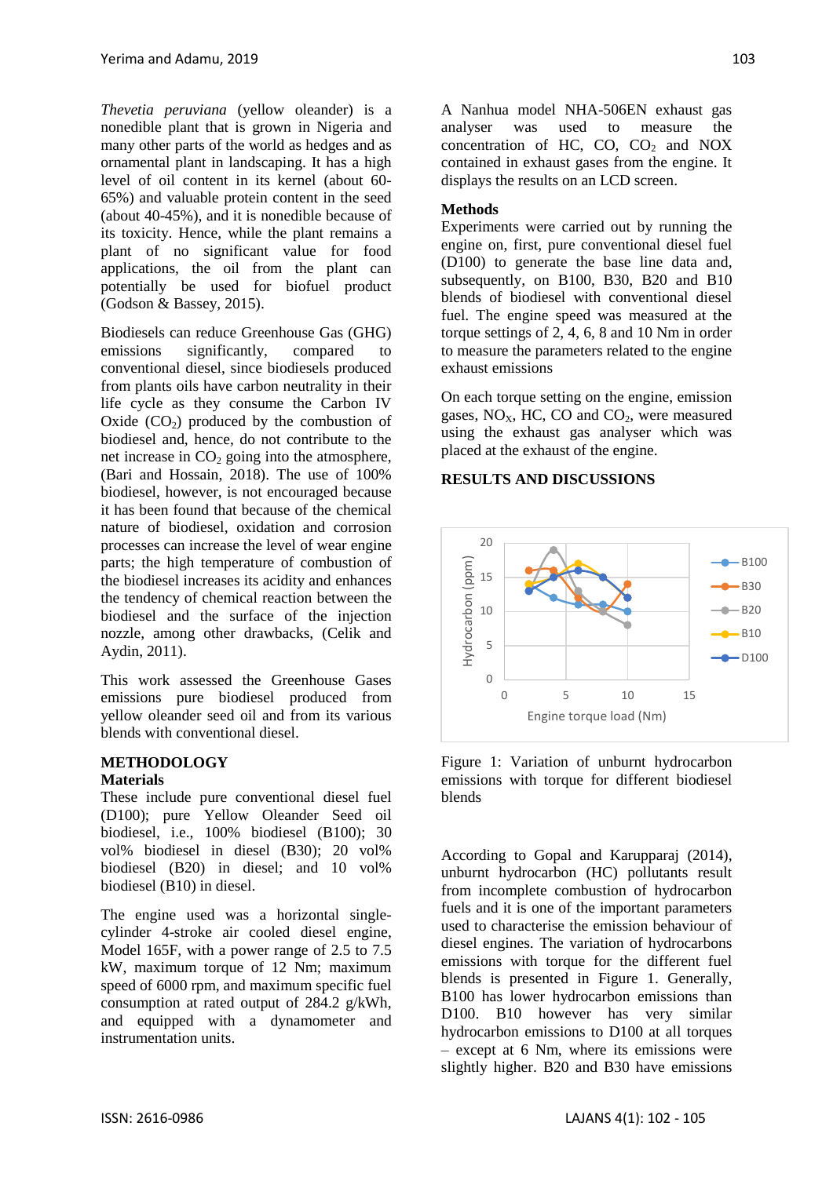*Thevetia peruviana* (yellow oleander) is a nonedible plant that is grown in Nigeria and many other parts of the world as hedges and as ornamental plant in landscaping. It has a high level of oil content in its kernel (about 60-65%) and valuable protein content in the seed (about 40-45%), and it is nonedible because of its toxicity. Hence, while the plant remains a plant of no significant value for food applications, the oil from the plant can potentially be used for biofuel product (Godson & Bassey, 2015).

Biodiesels can reduce Greenhouse Gas (GHG) emissions significantly, compared to conventional diesel, since biodiesels produced from plants oils have carbon neutrality in their life cycle as they consume the Carbon IV Oxide ($CO_2$) produced by the combustion of biodiesel and, hence, do not contribute to the net increase in $CO_2$ going into the atmosphere, (Bari and Hossain, 2018). The use of 100% biodiesel, however, is not encouraged because it has been found that because of the chemical nature of biodiesel, oxidation and corrosion processes can increase the level of wear engine parts; the high temperature of combustion of the biodiesel increases its acidity and enhances the tendency of chemical reaction between the biodiesel and the surface of the injection nozzle, among other drawbacks, (Celik and Aydin, 2011).

This work assessed the Greenhouse Gases emissions pure biodiesel produced from yellow oleander seed oil and from its various blends with conventional diesel.

## METHODOLOGY

### Materials

These include pure conventional diesel fuel (D100); pure Yellow Oleander Seed oil biodiesel, i.e., 100% biodiesel (B100); 30 vol% biodiesel in diesel (B30); 20 vol% biodiesel (B20) in diesel; and 10 vol% biodiesel (B10) in diesel.

The engine used was a horizontal single-cylinder 4-stroke air cooled diesel engine, Model 165F, with a power range of 2.5 to 7.5 kW, maximum torque of 12 Nm; maximum speed of 6000 rpm, and maximum specific fuel consumption at rated output of 284.2 g/kWh, and equipped with a dynamometer and instrumentation units.

A Nanhua model NHA-506EN exhaust gas analyser was used to measure the concentration of HC, CO, $CO_2$ and NOX contained in exhaust gases from the engine. It displays the results on an LCD screen.

### Methods

Experiments were carried out by running the engine on, first, pure conventional diesel fuel (D100) to generate the base line data and, subsequently, on B100, B30, B20 and B10 blends of biodiesel with conventional diesel fuel. The engine speed was measured at the torque settings of 2, 4, 6, 8 and 10 Nm in order to measure the parameters related to the engine exhaust emissions

On each torque setting on the engine, emission gases, $NO_X$, HC, CO and $CO_2$, were measured using the exhaust gas analyser which was placed at the exhaust of the engine.

## RESULTS AND DISCUSSIONS

Figure 1: Variation of unburnt hydrocarbon emissions with torque for different biodiesel blends

According to Gopal and Karupparaj (2014), unburnt hydrocarbon (HC) pollutants result from incomplete combustion of hydrocarbon fuels and it is one of the important parameters used to characterise the emission behaviour of diesel engines. The variation of hydrocarbons emissions with torque for the different fuel blends is presented in Figure 1. Generally, B100 has lower hydrocarbon emissions than D100. B10 however has very similar hydrocarbon emissions to D100 at all torques – except at 6 Nm, where its emissions were slightly higher. B20 and B30 have emissions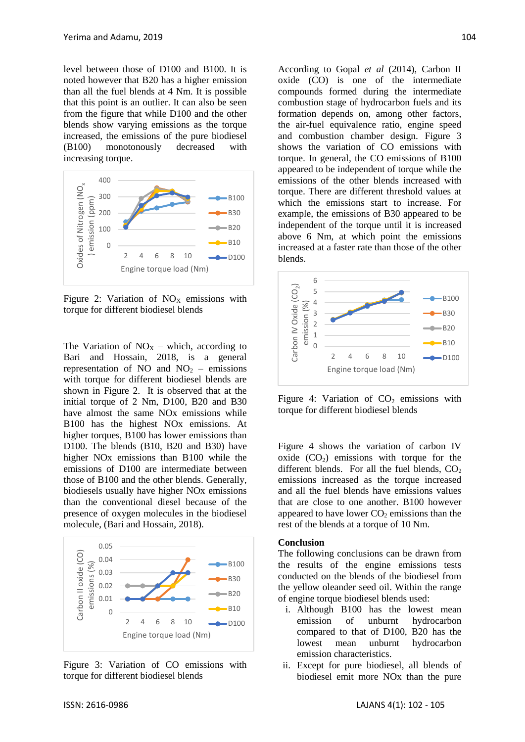level between those of D100 and B100. It is noted however that B20 has a higher emission than all the fuel blends at 4 Nm. It is possible that this point is an outlier. It can also be seen from the figure that while D100 and the other blends show varying emissions as the torque increased, the emissions of the pure biodiesel (B100) monotonously decreased with increasing torque.

Figure 2: Variation of $NO_X$ emissions with torque for different biodiesel blends

The Variation of $NO_X$ – which, according to Bari and Hossain, 2018, is a general representation of NO and $NO_2$ – emissions with torque for different biodiesel blends are shown in Figure 2. It is observed that at the initial torque of 2 Nm, D100, B20 and B30 have almost the same NOx emissions while B100 has the highest NOx emissions. At higher torques, B100 has lower emissions than D100. The blends (B10, B20 and B30) have higher NOx emissions than B100 while the emissions of D100 are intermediate between those of B100 and the other blends. Generally, biodiesels usually have higher NOx emissions than the conventional diesel because of the presence of oxygen molecules in the biodiesel molecule, (Bari and Hossain, 2018).

Figure 3: Variation of CO emissions with torque for different biodiesel blends

According to Gopal *et al* (2014), Carbon II oxide (CO) is one of the intermediate compounds formed during the intermediate combustion stage of hydrocarbon fuels and its formation depends on, among other factors, the air-fuel equivalence ratio, engine speed and combustion chamber design. Figure 3 shows the variation of CO emissions with torque. In general, the CO emissions of B100 appeared to be independent of torque while the emissions of the other blends increased with torque. There are different threshold values at which the emissions start to increase. For example, the emissions of B30 appeared to be independent of the torque until it is increased above 6 Nm, at which point the emissions increased at a faster rate than those of the other blends.

Figure 4: Variation of $CO_2$ emissions with torque for different biodiesel blends

Figure 4 shows the variation of carbon IV oxide ($CO_2$) emissions with torque for the different blends. For all the fuel blends, $CO_2$ emissions increased as the torque increased and all the fuel blends have emissions values that are close to one another. B100 however appeared to have lower $CO_2$ emissions than the rest of the blends at a torque of 10 Nm.

## Conclusion

The following conclusions can be drawn from the results of the engine emissions tests conducted on the blends of the biodiesel from the yellow oleander seed oil. Within the range of engine torque biodiesel blends used:

i. Although B100 has the lowest mean emission of unburnt hydrocarbon compared to that of D100, B20 has the lowest mean unburnt hydrocarbon emission characteristics.
ii. Except for pure biodiesel, all blends of biodiesel emit more NOx than the pure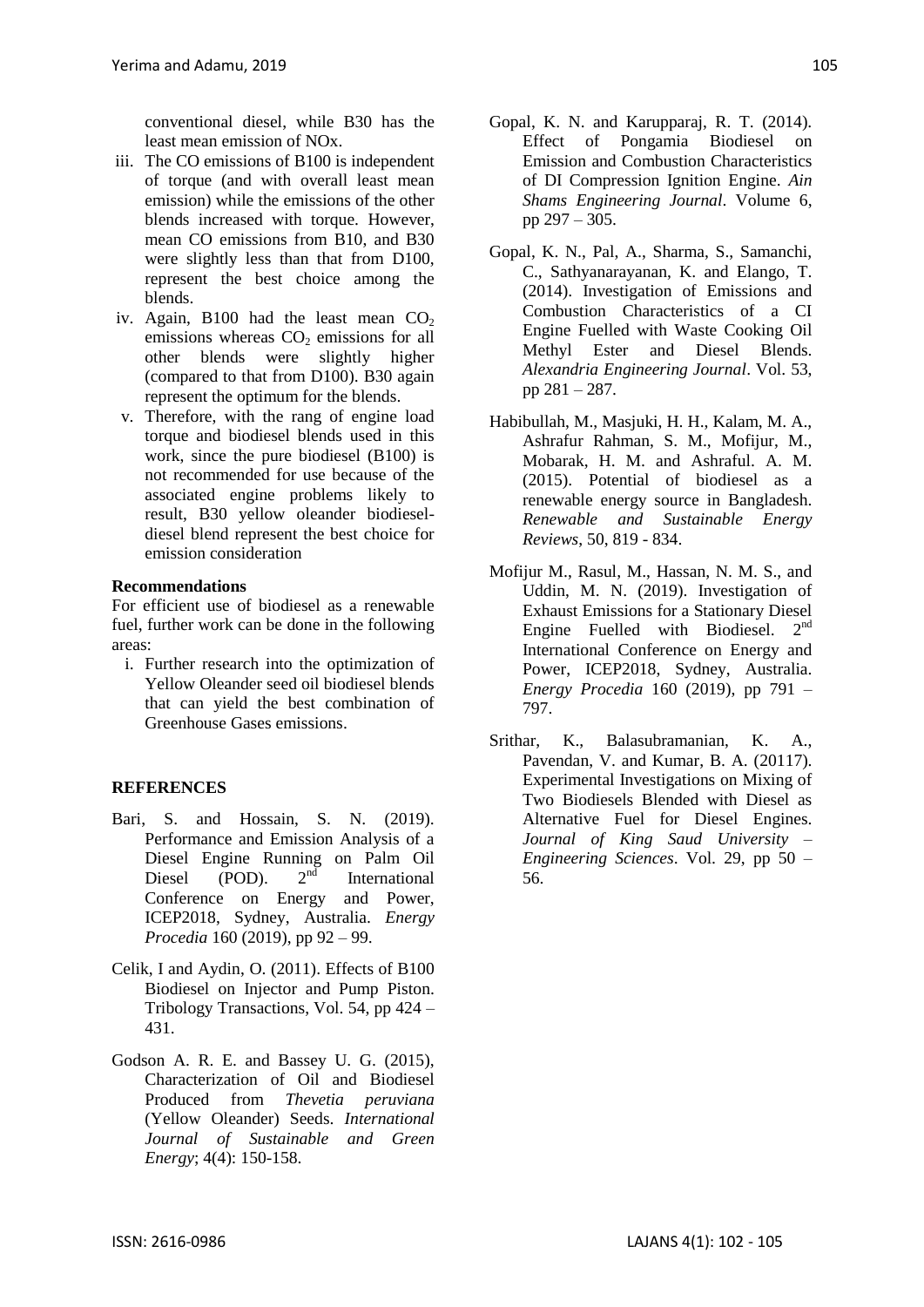conventional diesel, while B30 has the least mean emission of NOx.

iii. The CO emissions of B100 is independent of torque (and with overall least mean emission) while the emissions of the other blends increased with torque. However, mean CO emissions from B10, and B30 were slightly less than that from D100, represent the best choice among the blends.

iv. Again, B100 had the least mean $CO_2$ emissions whereas $CO_2$ emissions for all other blends were slightly higher (compared to that from D100). B30 again represent the optimum for the blends.

v. Therefore, with the rang of engine load torque and biodiesel blends used in this work, since the pure biodiesel (B100) is not recommended for use because of the associated engine problems likely to result, B30 yellow oleander biodiesel-diesel blend represent the best choice for emission consideration

**Recommendations**

For efficient use of biodiesel as a renewable fuel, further work can be done in the following areas:

i. Further research into the optimization of Yellow Oleander seed oil biodiesel blends that can yield the best combination of Greenhouse Gases emissions.

## REFERENCES

Bari, S. and Hossain, S. N. (2019). Performance and Emission Analysis of a Diesel Engine Running on Palm Oil Diesel (POD). 2[nd] International Conference on Energy and Power, ICEP2018, Sydney, Australia. *Energy Procedia* 160 (2019), pp 92 – 99.

Celik, I and Aydin, O. (2011). Effects of B100 Biodiesel on Injector and Pump Piston. Tribology Transactions, Vol. 54, pp 424 – 431.

Godson A. R. E. and Bassey U. G. (2015), Characterization of Oil and Biodiesel Produced from *Thevetia peruviana* (Yellow Oleander) Seeds. *International Journal of Sustainable and Green Energy*; 4(4): 150-158.

Gopal, K. N. and Karupparaj, R. T. (2014). Effect of Pongamia Biodiesel on Emission and Combustion Characteristics of DI Compression Ignition Engine. *Ain Shams Engineering Journal*. Volume 6, pp 297 – 305.

Gopal, K. N., Pal, A., Sharma, S., Samanchi, C., Sathyanarayanan, K. and Elango, T. (2014). Investigation of Emissions and Combustion Characteristics of a CI Engine Fuelled with Waste Cooking Oil Methyl Ester and Diesel Blends. *Alexandria Engineering Journal*. Vol. 53, pp 281 – 287.

Habibullah, M., Masjuki, H. H., Kalam, M. A., Ashrafur Rahman, S. M., Mofijur, M., Mobarak, H. M. and Ashraful. A. M. (2015). Potential of biodiesel as a renewable energy source in Bangladesh. *Renewable and Sustainable Energy Reviews*, 50, 819 - 834.

Mofijur M., Rasul, M., Hassan, N. M. S., and Uddin, M. N. (2019). Investigation of Exhaust Emissions for a Stationary Diesel Engine Fuelled with Biodiesel. 2[nd] International Conference on Energy and Power, ICEP2018, Sydney, Australia. *Energy Procedia* 160 (2019), pp 791 – 797.

Srithar, K., Balasubramanian, K. A., Pavendan, V. and Kumar, B. A. (20117). Experimental Investigations on Mixing of Two Biodiesels Blended with Diesel as Alternative Fuel for Diesel Engines. *Journal of King Saud University – Engineering Sciences*. Vol. 29, pp 50 – 56.